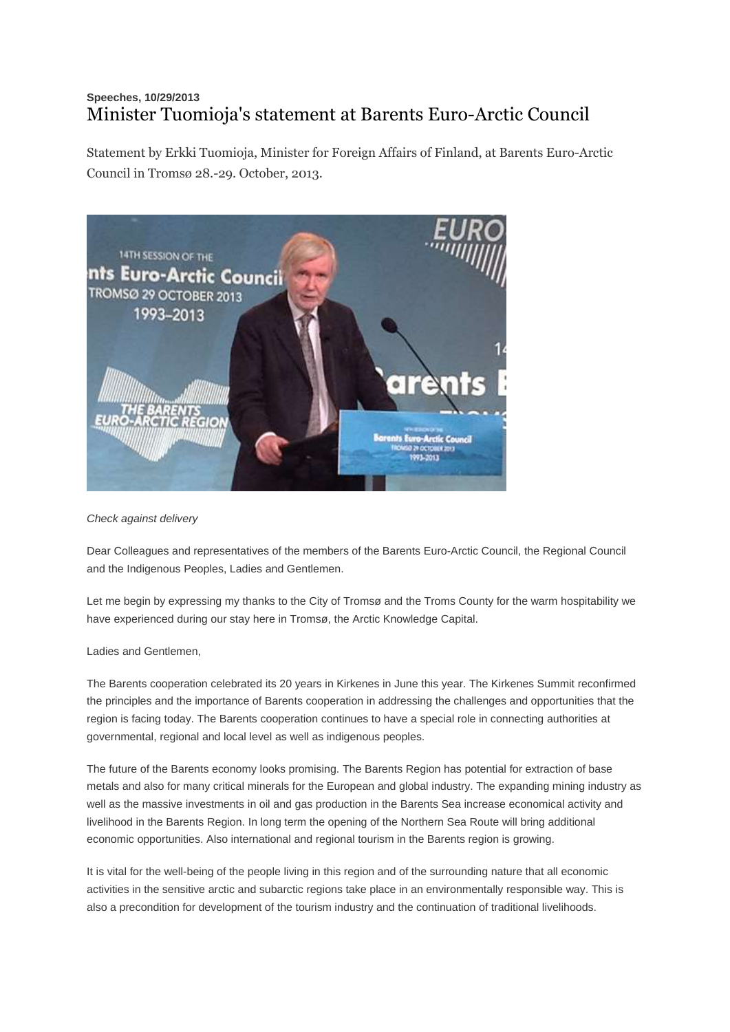**Speeches, 10/29/2013**

# Minister Tuomioja's statement at Barents Euro-Arctic Council

Statement by Erkki Tuomioja, Minister for Foreign Affairs of Finland, at Barents Euro-Arctic Council in Tromsø 28.-29. October, 2013.

*Check against delivery*

Dear Colleagues and representatives of the members of the Barents Euro-Arctic Council, the Regional Council and the Indigenous Peoples, Ladies and Gentlemen.

Let me begin by expressing my thanks to the City of Tromsø and the Troms County for the warm hospitability we have experienced during our stay here in Tromsø, the Arctic Knowledge Capital.

Ladies and Gentlemen,

The Barents cooperation celebrated its 20 years in Kirkenes in June this year. The Kirkenes Summit reconfirmed the principles and the importance of Barents cooperation in addressing the challenges and opportunities that the region is facing today. The Barents cooperation continues to have a special role in connecting authorities at governmental, regional and local level as well as indigenous peoples.

The future of the Barents economy looks promising. The Barents Region has potential for extraction of base metals and also for many critical minerals for the European and global industry. The expanding mining industry as well as the massive investments in oil and gas production in the Barents Sea increase economical activity and livelihood in the Barents Region. In long term the opening of the Northern Sea Route will bring additional economic opportunities. Also international and regional tourism in the Barents region is growing.

It is vital for the well-being of the people living in this region and of the surrounding nature that all economic activities in the sensitive arctic and subarctic regions take place in an environmentally responsible way. This is also a precondition for development of the tourism industry and the continuation of traditional livelihoods.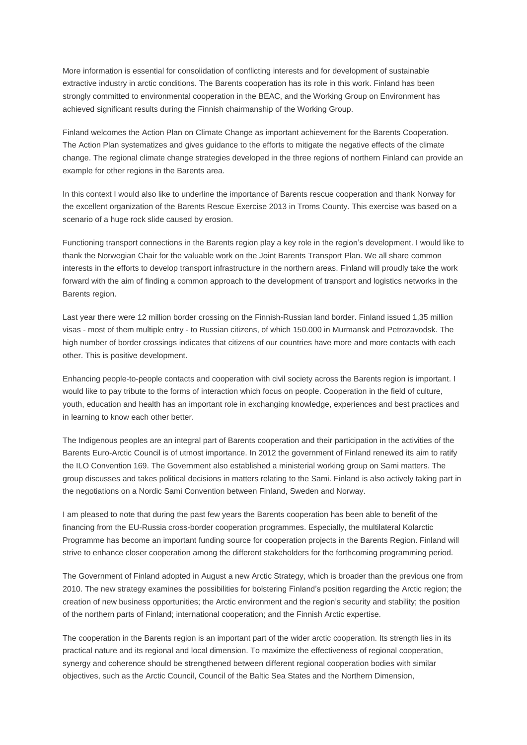More information is essential for consolidation of conflicting interests and for development of sustainable extractive industry in arctic conditions. The Barents cooperation has its role in this work. Finland has been strongly committed to environmental cooperation in the BEAC, and the Working Group on Environment has achieved significant results during the Finnish chairmanship of the Working Group.

Finland welcomes the Action Plan on Climate Change as important achievement for the Barents Cooperation. The Action Plan systematizes and gives guidance to the efforts to mitigate the negative effects of the climate change. The regional climate change strategies developed in the three regions of northern Finland can provide an example for other regions in the Barents area.

In this context I would also like to underline the importance of Barents rescue cooperation and thank Norway for the excellent organization of the Barents Rescue Exercise 2013 in Troms County. This exercise was based on a scenario of a huge rock slide caused by erosion.

Functioning transport connections in the Barents region play a key role in the region's development. I would like to thank the Norwegian Chair for the valuable work on the Joint Barents Transport Plan. We all share common interests in the efforts to develop transport infrastructure in the northern areas. Finland will proudly take the work forward with the aim of finding a common approach to the development of transport and logistics networks in the Barents region.

Last year there were 12 million border crossing on the Finnish-Russian land border. Finland issued 1,35 million visas - most of them multiple entry - to Russian citizens, of which 150.000 in Murmansk and Petrozavodsk. The high number of border crossings indicates that citizens of our countries have more and more contacts with each other. This is positive development.

Enhancing people-to-people contacts and cooperation with civil society across the Barents region is important. I would like to pay tribute to the forms of interaction which focus on people. Cooperation in the field of culture, youth, education and health has an important role in exchanging knowledge, experiences and best practices and in learning to know each other better.

The Indigenous peoples are an integral part of Barents cooperation and their participation in the activities of the Barents Euro-Arctic Council is of utmost importance. In 2012 the government of Finland renewed its aim to ratify the ILO Convention 169. The Government also established a ministerial working group on Sami matters. The group discusses and takes political decisions in matters relating to the Sami. Finland is also actively taking part in the negotiations on a Nordic Sami Convention between Finland, Sweden and Norway.

I am pleased to note that during the past few years the Barents cooperation has been able to benefit of the financing from the EU-Russia cross-border cooperation programmes. Especially, the multilateral Kolarctic Programme has become an important funding source for cooperation projects in the Barents Region. Finland will strive to enhance closer cooperation among the different stakeholders for the forthcoming programming period.

The Government of Finland adopted in August a new Arctic Strategy, which is broader than the previous one from 2010. The new strategy examines the possibilities for bolstering Finland's position regarding the Arctic region; the creation of new business opportunities; the Arctic environment and the region's security and stability; the position of the northern parts of Finland; international cooperation; and the Finnish Arctic expertise.

The cooperation in the Barents region is an important part of the wider arctic cooperation. Its strength lies in its practical nature and its regional and local dimension. To maximize the effectiveness of regional cooperation, synergy and coherence should be strengthened between different regional cooperation bodies with similar objectives, such as the Arctic Council, Council of the Baltic Sea States and the Northern Dimension,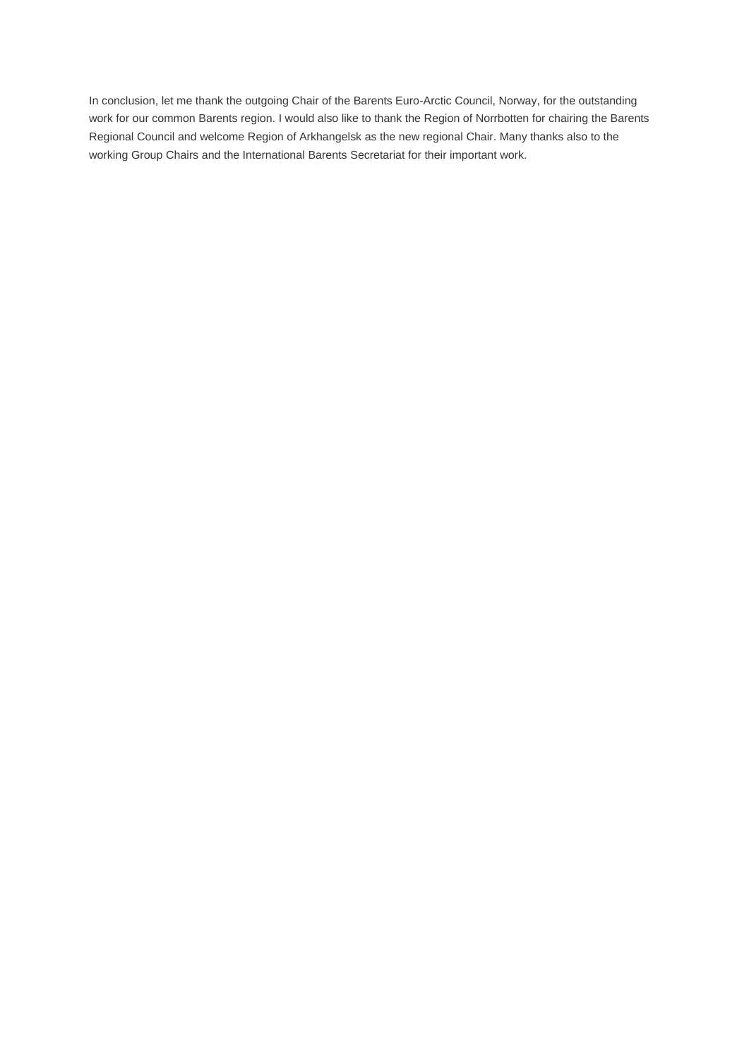In conclusion, let me thank the outgoing Chair of the Barents Euro-Arctic Council, Norway, for the outstanding work for our common Barents region. I would also like to thank the Region of Norrbotten for chairing the Barents Regional Council and welcome Region of Arkhangelsk as the new regional Chair. Many thanks also to the working Group Chairs and the International Barents Secretariat for their important work.